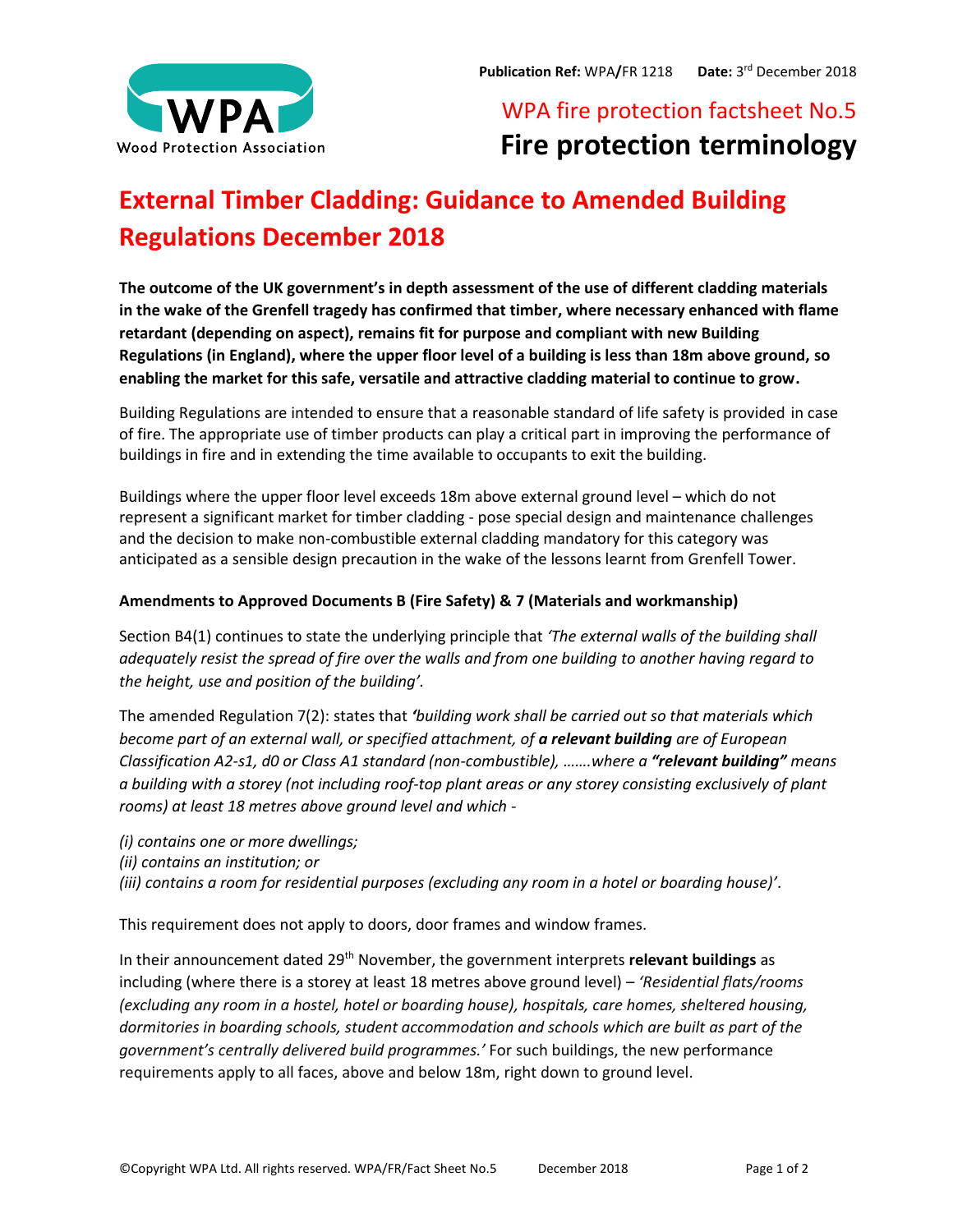**Publication Ref:** WPA/FR 1218 **Date:** 3rd December 2018

WPA fire protection factsheet No.5

**Fire protection terminology**

# External Timber Cladding: Guidance to Amended Building Regulations December 2018

**The outcome of the UK government's in depth assessment of the use of different cladding materials in the wake of the Grenfell tragedy has confirmed that timber, where necessary enhanced with flame retardant (depending on aspect), remains fit for purpose and compliant with new Building Regulations (in England), where the upper floor level of a building is less than 18m above ground, so enabling the market for this safe, versatile and attractive cladding material to continue to grow.**

Building Regulations are intended to ensure that a reasonable standard of life safety is provided in case of fire. The appropriate use of timber products can play a critical part in improving the performance of buildings in fire and in extending the time available to occupants to exit the building.

Buildings where the upper floor level exceeds 18m above external ground level – which do not represent a significant market for timber cladding - pose special design and maintenance challenges and the decision to make non-combustible external cladding mandatory for this category was anticipated as a sensible design precaution in the wake of the lessons learnt from Grenfell Tower.

### Amendments to Approved Documents B (Fire Safety) & 7 (Materials and workmanship)

Section B4(1) continues to state the underlying principle that *'The external walls of the building shall adequately resist the spread of fire over the walls and from one building to another having regard to the height, use and position of the building'*.

The amended Regulation 7(2): states that *'building work shall be carried out so that materials which become part of an external wall, or specified attachment, of **a relevant building** are of European Classification A2-s1, d0 or Class A1 standard (non-combustible), …….where a **"relevant building"** means a building with a storey (not including roof-top plant areas or any storey consisting exclusively of plant rooms) at least 18 metres above ground level and which -*

*(i) contains one or more dwellings;*
*(ii) contains an institution; or*
*(iii) contains a room for residential purposes (excluding any room in a hotel or boarding house)'*.

This requirement does not apply to doors, door frames and window frames.

In their announcement dated 29th November, the government interprets **relevant buildings** as including (where there is a storey at least 18 metres above ground level) – *'Residential flats/rooms (excluding any room in a hostel, hotel or boarding house), hospitals, care homes, sheltered housing, dormitories in boarding schools, student accommodation and schools which are built as part of the government's centrally delivered build programmes.'* For such buildings, the new performance requirements apply to all faces, above and below 18m, right down to ground level.

©Copyright WPA Ltd. All rights reserved. WPA/FR/Fact Sheet No.5 December 2018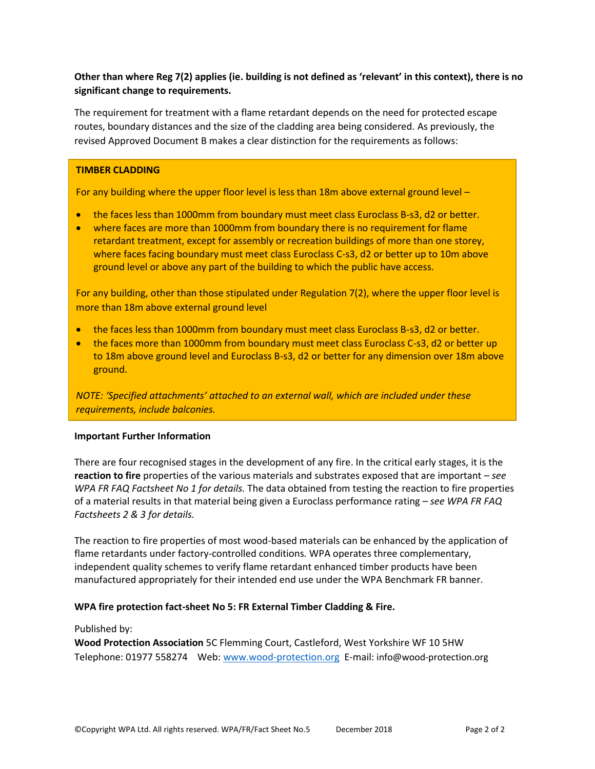**Other than where Reg 7(2) applies (ie. building is not defined as 'relevant' in this context), there is no significant change to requirements.**

The requirement for treatment with a flame retardant depends on the need for protected escape routes, boundary distances and the size of the cladding area being considered. As previously, the revised Approved Document B makes a clear distinction for the requirements as follows:

**TIMBER CLADDING**

For any building where the upper floor level is less than 18m above external ground level –

- the faces less than 1000mm from boundary must meet class Euroclass B-s3, d2 or better.
- where faces are more than 1000mm from boundary there is no requirement for flame retardant treatment, except for assembly or recreation buildings of more than one storey, where faces facing boundary must meet class Euroclass C-s3, d2 or better up to 10m above ground level or above any part of the building to which the public have access.

For any building, other than those stipulated under Regulation 7(2), where the upper floor level is more than 18m above external ground level

- the faces less than 1000mm from boundary must meet class Euroclass B-s3, d2 or better.
- the faces more than 1000mm from boundary must meet class Euroclass C-s3, d2 or better up to 18m above ground level and Euroclass B-s3, d2 or better for any dimension over 18m above ground.

*NOTE: 'Specified attachments' attached to an external wall, which are included under these requirements, include balconies.*

**Important Further Information**

There are four recognised stages in the development of any fire. In the critical early stages, it is the **reaction to fire** properties of the various materials and substrates exposed that are important – *see WPA FR FAQ Factsheet No 1 for details.* The data obtained from testing the reaction to fire properties of a material results in that material being given a Euroclass performance rating – *see WPA FR FAQ Factsheets 2 & 3 for details.*

The reaction to fire properties of most wood-based materials can be enhanced by the application of flame retardants under factory-controlled conditions. WPA operates three complementary, independent quality schemes to verify flame retardant enhanced timber products have been manufactured appropriately for their intended end use under the WPA Benchmark FR banner.

**WPA fire protection fact-sheet No 5: FR External Timber Cladding & Fire.**

Published by:
**Wood Protection Association** 5C Flemming Court, Castleford, West Yorkshire WF 10 5HW
Telephone: 01977 558274 Web: [www.wood-protection.org](http://www.wood-protection.org) E-mail: info@wood-protection.org

©Copyright WPA Ltd. All rights reserved. WPA/FR/Fact Sheet No.5 December 2018